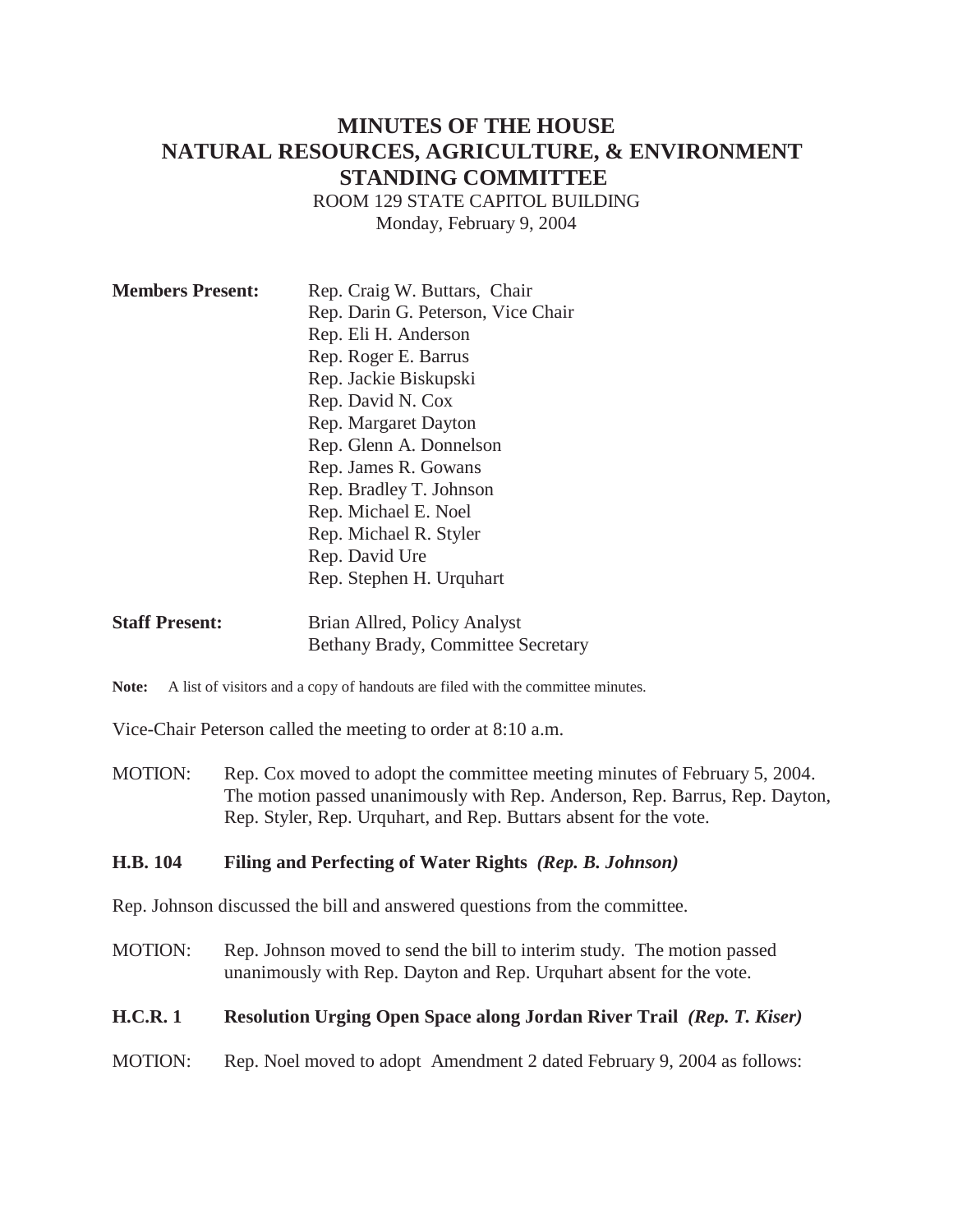# MINUTES OF THE HOUSE NATURAL RESOURCES, AGRICULTURE, & ENVIRONMENT STANDING COMMITTEE

ROOM 129 STATE CAPITOL BUILDING
Monday, February 9, 2004

**Members Present:**
Rep. Craig W. Buttars, Chair
Rep. Darin G. Peterson, Vice Chair
Rep. Eli H. Anderson
Rep. Roger E. Barrus
Rep. Jackie Biskupski
Rep. David N. Cox
Rep. Margaret Dayton
Rep. Glenn A. Donnelson
Rep. James R. Gowans
Rep. Bradley T. Johnson
Rep. Michael E. Noel
Rep. Michael R. Styler
Rep. David Ure
Rep. Stephen H. Urquhart

**Staff Present:**
Brian Allred, Policy Analyst
Bethany Brady, Committee Secretary

**Note:** A list of visitors and a copy of handouts are filed with the committee minutes.

Vice-Chair Peterson called the meeting to order at 8:10 a.m.

MOTION: Rep. Cox moved to adopt the committee meeting minutes of February 5, 2004. The motion passed unanimously with Rep. Anderson, Rep. Barrus, Rep. Dayton, Rep. Styler, Rep. Urquhart, and Rep. Buttars absent for the vote.

**H.B. 104 Filing and Perfecting of Water Rights** ***(Rep. B. Johnson)***

Rep. Johnson discussed the bill and answered questions from the committee.

MOTION: Rep. Johnson moved to send the bill to interim study. The motion passed unanimously with Rep. Dayton and Rep. Urquhart absent for the vote.

**H.C.R. 1 Resolution Urging Open Space along Jordan River Trail** ***(Rep. T. Kiser)***

MOTION: Rep. Noel moved to adopt Amendment 2 dated February 9, 2004 as follows: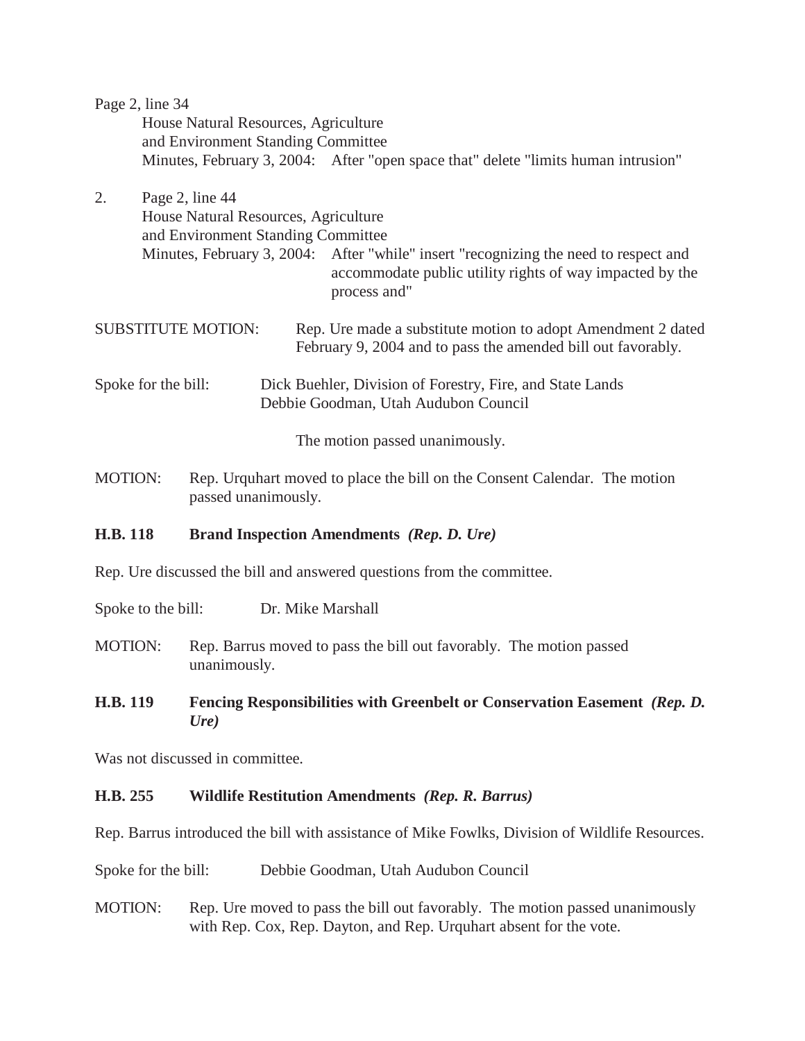Page 2, line 34

House Natural Resources, Agriculture and Environment Standing Committee

Minutes, February 3, 2004: After "open space that" delete "limits human intrusion"

2. Page 2, line 44

House Natural Resources, Agriculture and Environment Standing Committee

Minutes, February 3, 2004: After "while" insert "recognizing the need to respect and accommodate public utility rights of way impacted by the process and"

SUBSTITUTE MOTION: Rep. Ure made a substitute motion to adopt Amendment 2 dated February 9, 2004 and to pass the amended bill out favorably.

Spoke for the bill: Dick Buehler, Division of Forestry, Fire, and State Lands
Debbie Goodman, Utah Audubon Council

The motion passed unanimously.

MOTION: Rep. Urquhart moved to place the bill on the Consent Calendar. The motion passed unanimously.

**H.B. 118 Brand Inspection Amendments *(Rep. D. Ure)***

Rep. Ure discussed the bill and answered questions from the committee.

Spoke to the bill: Dr. Mike Marshall

MOTION: Rep. Barrus moved to pass the bill out favorably. The motion passed unanimously.

**H.B. 119 Fencing Responsibilities with Greenbelt or Conservation Easement *(Rep. D. Ure)***

Was not discussed in committee.

**H.B. 255 Wildlife Restitution Amendments *(Rep. R. Barrus)***

Rep. Barrus introduced the bill with assistance of Mike Fowlks, Division of Wildlife Resources.

Spoke for the bill: Debbie Goodman, Utah Audubon Council

MOTION: Rep. Ure moved to pass the bill out favorably. The motion passed unanimously with Rep. Cox, Rep. Dayton, and Rep. Urquhart absent for the vote.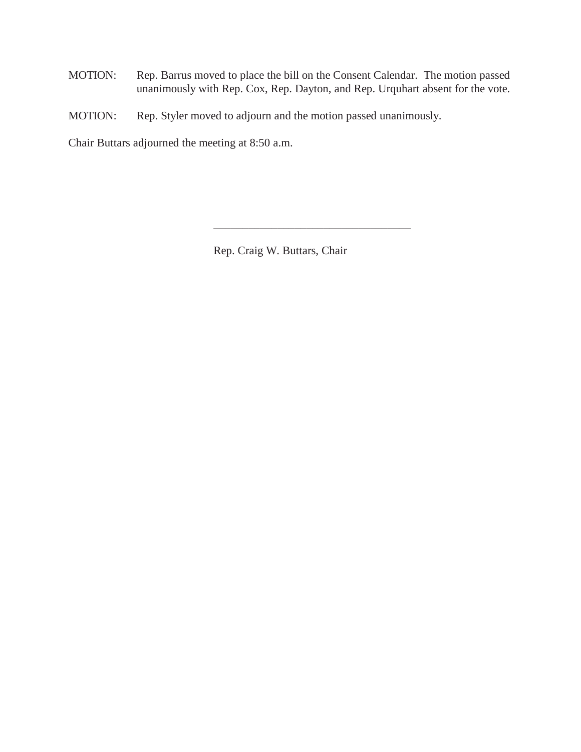MOTION: Rep. Barrus moved to place the bill on the Consent Calendar. The motion passed unanimously with Rep. Cox, Rep. Dayton, and Rep. Urquhart absent for the vote.

MOTION: Rep. Styler moved to adjourn and the motion passed unanimously.

Chair Buttars adjourned the meeting at 8:50 a.m.

___________________________________

Rep. Craig W. Buttars, Chair